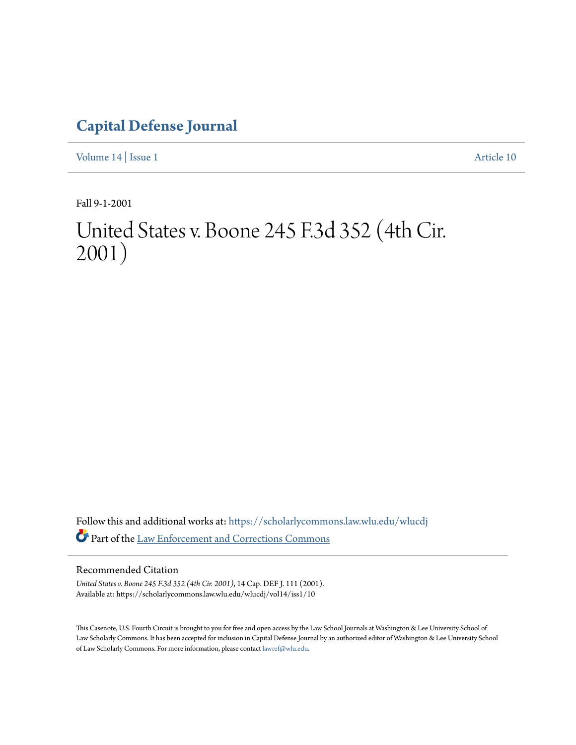# Capital Defense Journal

Volume 14 | Issue 1 Article 10

Fall 9-1-2001

# United States v. Boone 245 F.3d 352 (4th Cir. 2001)

Follow this and additional works at: https://scholarlycommons.law.wlu.edu/wlucdj

Part of the Law Enforcement and Corrections Commons

## Recommended Citation

*United States v. Boone 245 F.3d 352 (4th Cir. 2001)*, 14 Cap. DEF J. 111 (2001).
Available at: https://scholarlycommons.law.wlu.edu/wlucdj/vol14/iss1/10

This Casenote, U.S. Fourth Circuit is brought to you for free and open access by the Law School Journals at Washington & Lee University School of Law Scholarly Commons. It has been accepted for inclusion in Capital Defense Journal by an authorized editor of Washington & Lee University School of Law Scholarly Commons. For more information, please contact lawref@wlu.edu.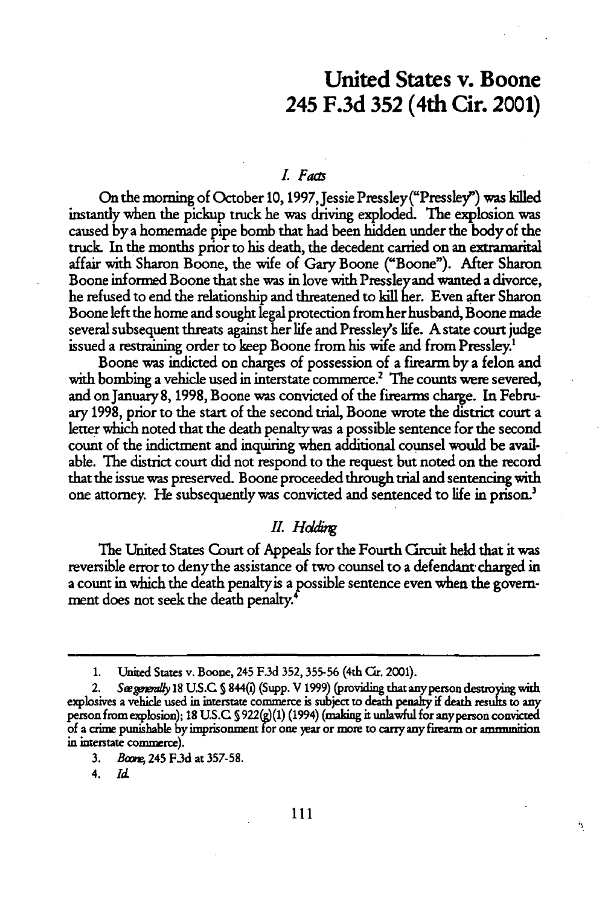# United States v. Boone
# 245 F.3d 352 (4th Cir. 2001)

## *I. Facts*

On the morning of October 10, 1997, Jessie Pressley ("Pressley") was killed instantly when the pickup truck he was driving exploded. The explosion was caused by a homemade pipe bomb that had been hidden under the body of the truck. In the months prior to his death, the decedent carried on an extramarital affair with Sharon Boone, the wife of Gary Boone ("Boone"). After Sharon Boone informed Boone that she was in love with Pressley and wanted a divorce, he refused to end the relationship and threatened to kill her. Even after Sharon Boone left the home and sought legal protection from her husband, Boone made several subsequent threats against her life and Pressley's life. A state court judge issued a restraining order to keep Boone from his wife and from Pressley.[1]

Boone was indicted on charges of possession of a firearm by a felon and with bombing a vehicle used in interstate commerce.[2] The counts were severed, and on January 8, 1998, Boone was convicted of the firearms charge. In February 1998, prior to the start of the second trial, Boone wrote the district court a letter which noted that the death penalty was a possible sentence for the second count of the indictment and inquiring when additional counsel would be available. The district court did not respond to the request but noted on the record that the issue was preserved. Boone proceeded through trial and sentencing with one attorney. He subsequently was convicted and sentenced to life in prison.[3]

## *II. Holding*

The United States Court of Appeals for the Fourth Circuit held that it was reversible error to deny the assistance of two counsel to a defendant charged in a count in which the death penalty is a possible sentence even when the government does not seek the death penalty.[4]

---

1. United States v. Boone, 245 F.3d 352, 355-56 (4th Cir. 2001).

2. *See generally* 18 U.S.C. § 844(i) (Supp. V 1999) (providing that any person destroying with explosives a vehicle used in interstate commerce is subject to death penalty if death results to any person from explosion); 18 U.S.C. § 922(g)(1) (1994) (making it unlawful for any person convicted of a crime punishable by imprisonment for one year or more to carry any firearm or ammunition in interstate commerce).

3. *Boone*, 245 F.3d at 357-58.

4. *Id.*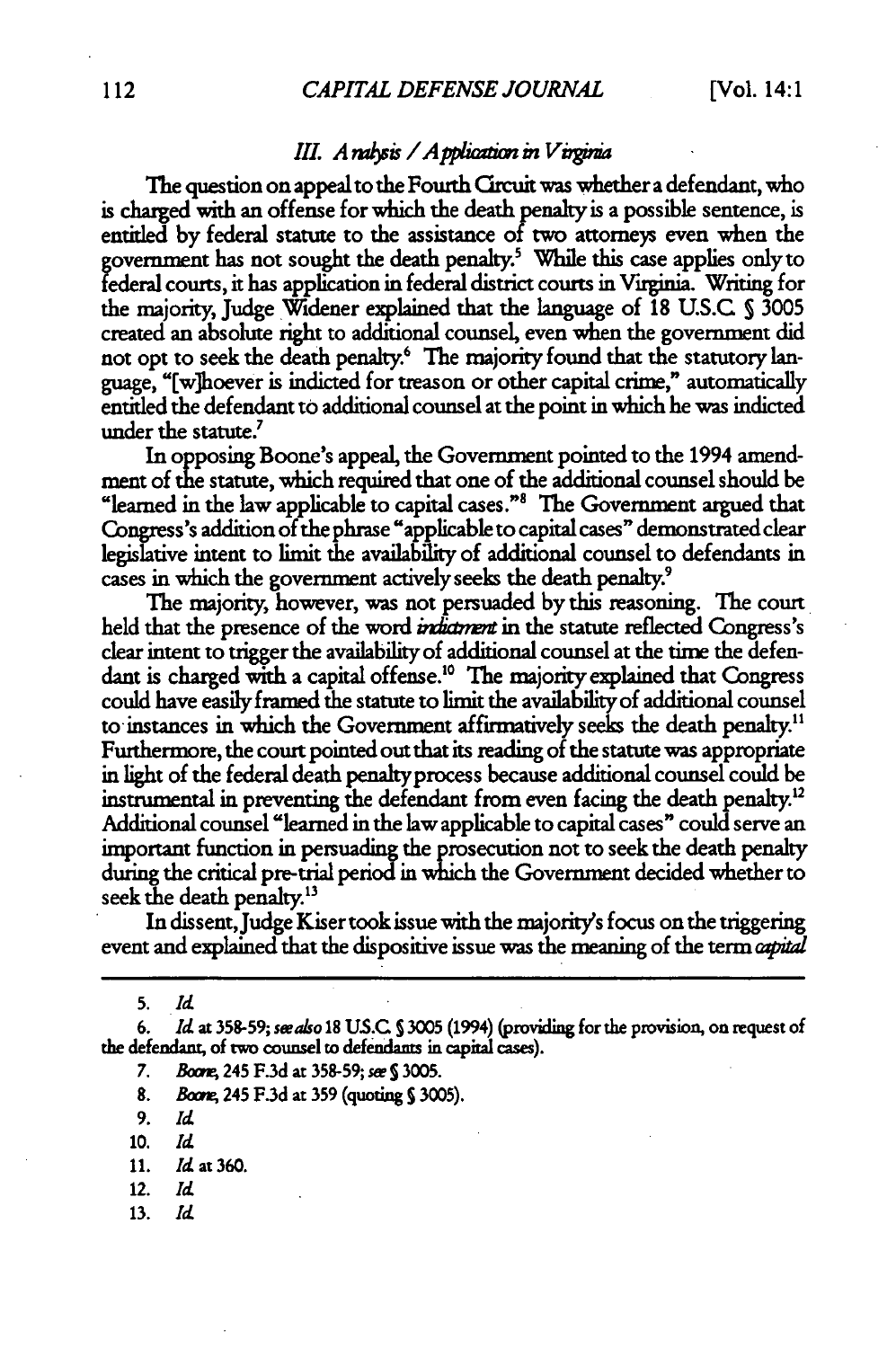### III. *Analysis / Application in Virginia*

The question on appeal to the Fourth Circuit was whether a defendant, who is charged with an offense for which the death penalty is a possible sentence, is entitled by federal statute to the assistance of two attorneys even when the government has not sought the death penalty.[5] While this case applies only to federal courts, it has application in federal district courts in Virginia. Writing for the majority, Judge Widener explained that the language of 18 U.S.C. § 3005 created an absolute right to additional counsel, even when the government did not opt to seek the death penalty.[6] The majority found that the statutory language, "[w]hoever is indicted for treason or other capital crime," automatically entitled the defendant to additional counsel at the point in which he was indicted under the statute.[7]

In opposing Boone's appeal, the Government pointed to the 1994 amendment of the statute, which required that one of the additional counsel should be "learned in the law applicable to capital cases."[8] The Government argued that Congress's addition of the phrase "applicable to capital cases" demonstrated clear legislative intent to limit the availability of additional counsel to defendants in cases in which the government actively seeks the death penalty.[9]

The majority, however, was not persuaded by this reasoning. The court held that the presence of the word *indictment* in the statute reflected Congress's clear intent to trigger the availability of additional counsel at the time the defendant is charged with a capital offense.[10] The majority explained that Congress could have easily framed the statute to limit the availability of additional counsel to instances in which the Government affirmatively seeks the death penalty.[11] Furthermore, the court pointed out that its reading of the statute was appropriate in light of the federal death penalty process because additional counsel could be instrumental in preventing the defendant from even facing the death penalty.[12] Additional counsel "learned in the law applicable to capital cases" could serve an important function in persuading the prosecution not to seek the death penalty during the critical pre-trial period in which the Government decided whether to seek the death penalty.[13]

In dissent, Judge Kiser took issue with the majority's focus on the triggering event and explained that the dispositive issue was the meaning of the term *capital*

---

5. *Id.*

6. *Id.* at 358-59; *see also* 18 U.S.C. § 3005 (1994) (providing for the provision, on request of the defendant, of two counsel to defendants in capital cases).

7. *Boone*, 245 F.3d at 358-59; *see* § 3005.

8. *Boone*, 245 F.3d at 359 (quoting § 3005).

9. *Id.*

10. *Id.*

11. *Id.* at 360.

12. *Id.*

13. *Id.*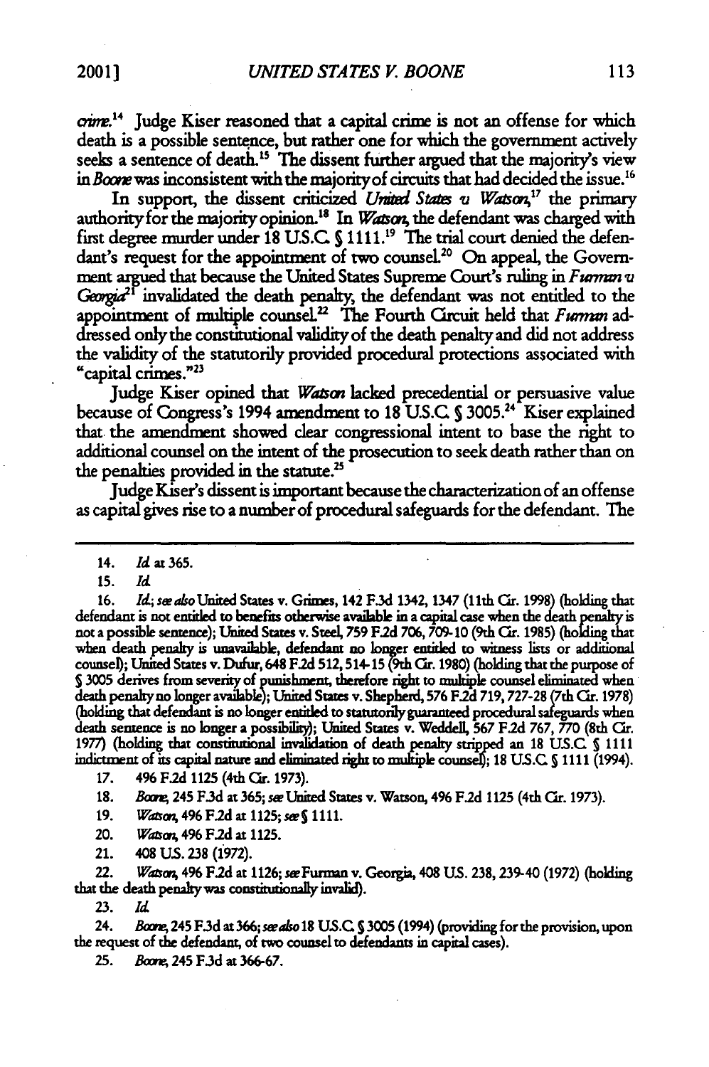*crime*.[14] Judge Kiser reasoned that a capital crime is not an offense for which death is a possible sentence, but rather one for which the government actively seeks a sentence of death.[15] The dissent further argued that the majority's view in *Boone* was inconsistent with the majority of circuits that had decided the issue.[16]

In support, the dissent criticized *United States v. Watson*,[17] the primary authority for the majority opinion.[18] In *Watson*, the defendant was charged with first degree murder under 18 U.S.C. § 1111.[19] The trial court denied the defendant's request for the appointment of two counsel.[20] On appeal, the Government argued that because the United States Supreme Court's ruling in *Furman v. Georgia*[21] invalidated the death penalty, the defendant was not entitled to the appointment of multiple counsel.[22] The Fourth Circuit held that *Furman* addressed only the constitutional validity of the death penalty and did not address the validity of the statutorily provided procedural protections associated with "capital crimes."[23]

Judge Kiser opined that *Watson* lacked precedential or persuasive value because of Congress's 1994 amendment to 18 U.S.C. § 3005.[24] Kiser explained that the amendment showed clear congressional intent to base the right to additional counsel on the intent of the prosecution to seek death rather than on the penalties provided in the statute.[25]

Judge Kiser's dissent is important because the characterization of an offense as capital gives rise to a number of procedural safeguards for the defendant. The

---

14. *Id.* at 365.

15. *Id.*

16. *Id.*; *see also* United States v. Grimes, 142 F.3d 1342, 1347 (11th Cir. 1998) (holding that defendant is not entitled to benefits otherwise available in a capital case when the death penalty is not a possible sentence); United States v. Steel, 759 F.2d 706, 709-10 (9th Cir. 1985) (holding that when death penalty is unavailable, defendant no longer entitled to witness lists or additional counsel); United States v. Dufur, 648 F.2d 512, 514-15 (9th Cir. 1980) (holding that the purpose of § 3005 derives from severity of punishment, therefore right to multiple counsel eliminated when death penalty no longer available); United States v. Shepherd, 576 F.2d 719, 727-28 (7th Cir. 1978) (holding that defendant is no longer entitled to statutorily guaranteed procedural safeguards when death sentence is no longer a possibility); United States v. Weddell, 567 F.2d 767, 770 (8th Cir. 1977) (holding that constitutional invalidation of death penalty stripped an 18 U.S.C. § 1111 indictment of its capital nature and eliminated right to multiple counsel); 18 U.S.C. § 1111 (1994).

17. 496 F.2d 1125 (4th Cir. 1973).

18. *Boone*, 245 F.3d at 365; *see* United States v. Watson, 496 F.2d 1125 (4th Cir. 1973).

19. *Watson*, 496 F.2d at 1125; *see* § 1111.

20. *Watson*, 496 F.2d at 1125.

21. 408 U.S. 238 (1972).

22. *Watson*, 496 F.2d at 1126; *see* Furman v. Georgia, 408 U.S. 238, 239-40 (1972) (holding that the death penalty was constitutionally invalid).

23. *Id.*

24. *Boone*, 245 F.3d at 366; *see also* 18 U.S.C. § 3005 (1994) (providing for the provision, upon the request of the defendant, of two counsel to defendants in capital cases).

25. *Boone*, 245 F.3d at 366-67.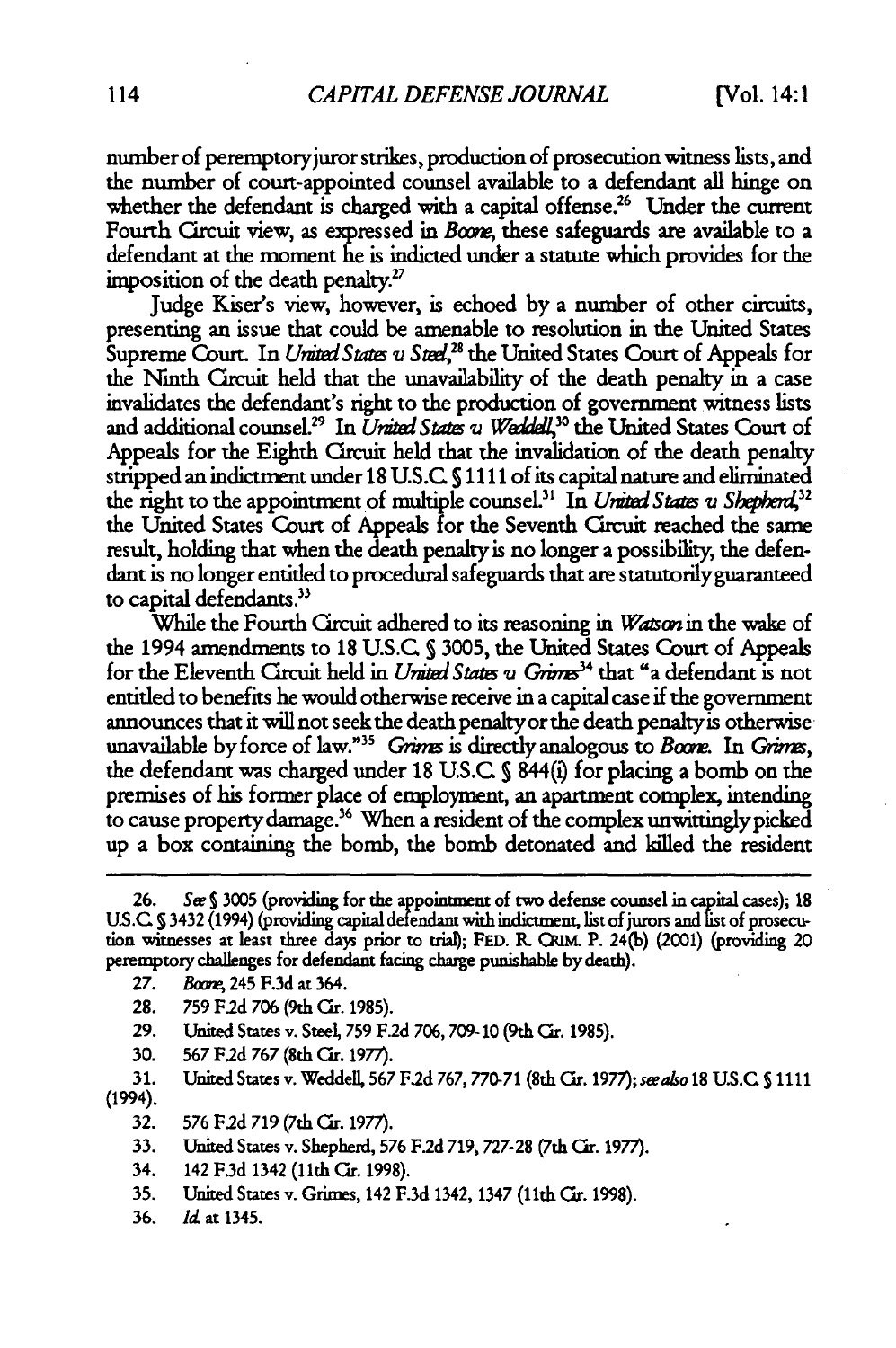number of peremptory juror strikes, production of prosecution witness lists, and the number of court-appointed counsel available to a defendant all hinge on whether the defendant is charged with a capital offense.[26] Under the current Fourth Circuit view, as expressed in *Boone*, these safeguards are available to a defendant at the moment he is indicted under a statute which provides for the imposition of the death penalty.[27]

Judge Kiser's view, however, is echoed by a number of other circuits, presenting an issue that could be amenable to resolution in the United States Supreme Court. In *United States v. Steel*,[28] the United States Court of Appeals for the Ninth Circuit held that the unavailability of the death penalty in a case invalidates the defendant's right to the production of government witness lists and additional counsel.[29] In *United States v. Weddell*,[30] the United States Court of Appeals for the Eighth Circuit held that the invalidation of the death penalty stripped an indictment under 18 U.S.C. § 1111 of its capital nature and eliminated the right to the appointment of multiple counsel.[31] In *United States v. Shepherd*,[32] the United States Court of Appeals for the Seventh Circuit reached the same result, holding that when the death penalty is no longer a possibility, the defendant is no longer entitled to procedural safeguards that are statutorily guaranteed to capital defendants.[33]

While the Fourth Circuit adhered to its reasoning in *Watson* in the wake of the 1994 amendments to 18 U.S.C. § 3005, the United States Court of Appeals for the Eleventh Circuit held in *United States v. Grimes*[34] that "a defendant is not entitled to benefits he would otherwise receive in a capital case if the government announces that it will not seek the death penalty or the death penalty is otherwise unavailable by force of law."[35] *Grimes* is directly analogous to *Boone*. In *Grimes*, the defendant was charged under 18 U.S.C. § 844(i) for placing a bomb on the premises of his former place of employment, an apartment complex, intending to cause property damage.[36] When a resident of the complex unwittingly picked up a box containing the bomb, the bomb detonated and killed the resident

---

26. *See* § 3005 (providing for the appointment of two defense counsel in capital cases); 18 U.S.C. § 3432 (1994) (providing capital defendant with indictment, list of jurors and list of prosecution witnesses at least three days prior to trial); FED. R. CRIM. P. 24(b) (2001) (providing 20 peremptory challenges for defendant facing charge punishable by death).

27. *Boone*, 245 F.3d at 364.

28. 759 F.2d 706 (9th Cir. 1985).

29. United States v. Steel, 759 F.2d 706, 709-10 (9th Cir. 1985).

30. 567 F.2d 767 (8th Cir. 1977).

31. United States v. Weddell, 567 F.2d 767, 770-71 (8th Cir. 1977); *see also* 18 U.S.C. § 1111 (1994).

32. 576 F.2d 719 (7th Cir. 1977).

33. United States v. Shepherd, 576 F.2d 719, 727-28 (7th Cir. 1977).

34. 142 F.3d 1342 (11th Cir. 1998).

35. United States v. Grimes, 142 F.3d 1342, 1347 (11th Cir. 1998).

36. *Id.* at 1345.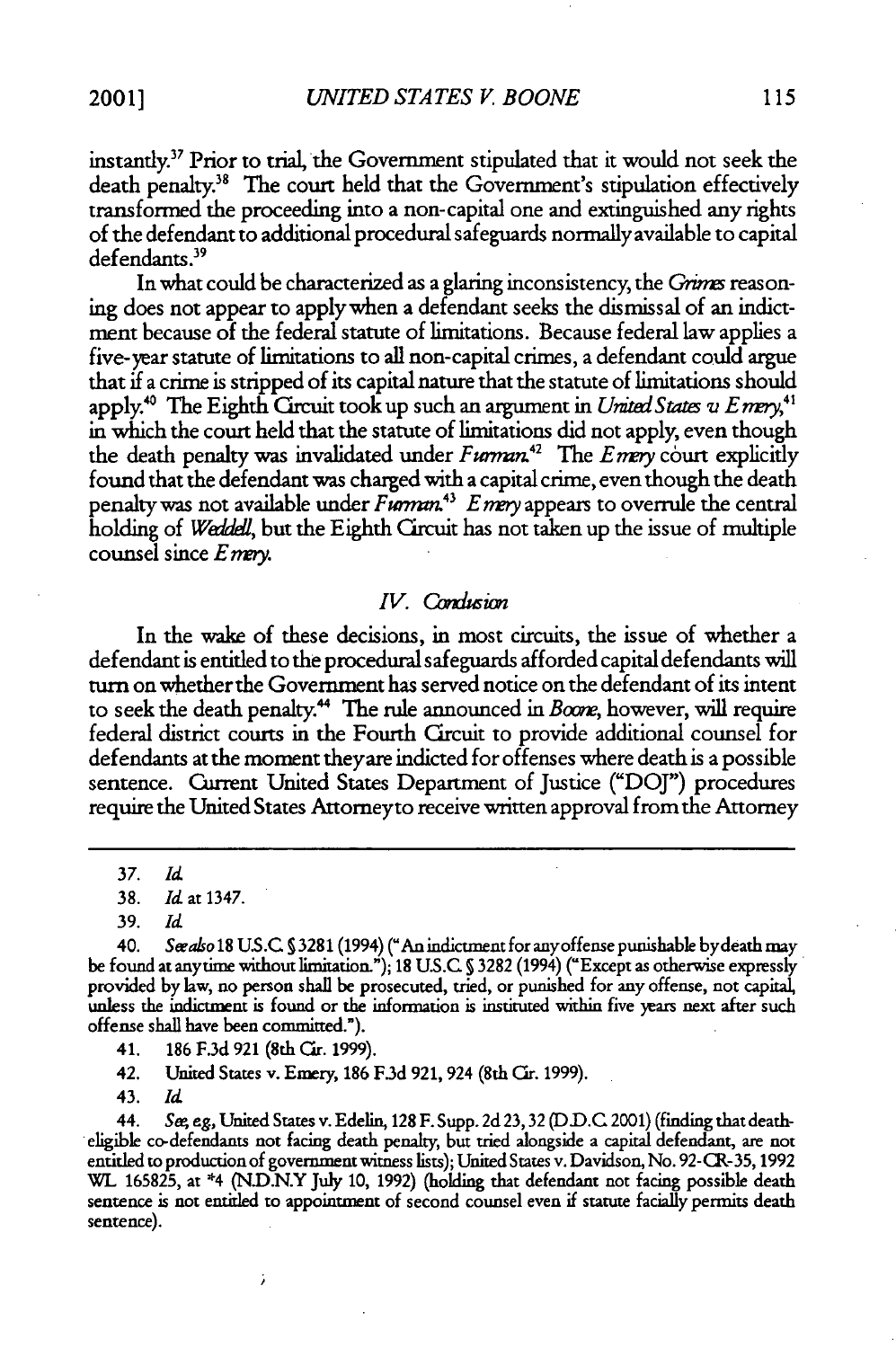instantly.[37] Prior to trial, the Government stipulated that it would not seek the death penalty.[38] The court held that the Government's stipulation effectively transformed the proceeding into a non-capital one and extinguished any rights of the defendant to additional procedural safeguards normally available to capital defendants.[39]

In what could be characterized as a glaring inconsistency, the *Grimes* reasoning does not appear to apply when a defendant seeks the dismissal of an indictment because of the federal statute of limitations. Because federal law applies a five-year statute of limitations to all non-capital crimes, a defendant could argue that if a crime is stripped of its capital nature that the statute of limitations should apply.[40] The Eighth Circuit took up such an argument in *United States v. Emery*,[41] in which the court held that the statute of limitations did not apply, even though the death penalty was invalidated under *Furman*.[42] The *Emery* court explicitly found that the defendant was charged with a capital crime, even though the death penalty was not available under *Furman*.[43] *Emery* appears to overrule the central holding of *Weddell*, but the Eighth Circuit has not taken up the issue of multiple counsel since *Emery*.

## *IV. Conclusion*

In the wake of these decisions, in most circuits, the issue of whether a defendant is entitled to the procedural safeguards afforded capital defendants will turn on whether the Government has served notice on the defendant of its intent to seek the death penalty.[44] The rule announced in *Boone*, however, will require federal district courts in the Fourth Circuit to provide additional counsel for defendants at the moment they are indicted for offenses where death is a possible sentence. Current United States Department of Justice ("DOJ") procedures require the United States Attorney to receive written approval from the Attorney

---

37. *Id.*

38. *Id.* at 1347.

39. *Id.*

40. *See also* 18 U.S.C. § 3281 (1994) ("An indictment for any offense punishable by death may be found at any time without limitation."); 18 U.S.C. § 3282 (1994) ("Except as otherwise expressly provided by law, no person shall be prosecuted, tried, or punished for any offense, not capital, unless the indictment is found or the information is instituted within five years next after such offense shall have been committed.").

41. 186 F.3d 921 (8th Cir. 1999).

42. United States v. Emery, 186 F.3d 921, 924 (8th Cir. 1999).

43. *Id.*

44. *See, e.g.,* United States v. Edelin, 128 F. Supp. 2d 23, 32 (D.D.C. 2001) (finding that death-eligible co-defendants not facing death penalty, but tried alongside a capital defendant, are not entitled to production of government witness lists); United States v. Davidson, No. 92-CR-35, 1992 WL 165825, at *4 (N.D.N.Y July 10, 1992) (holding that defendant not facing possible death sentence is not entitled to appointment of second counsel even if statute facially permits death sentence).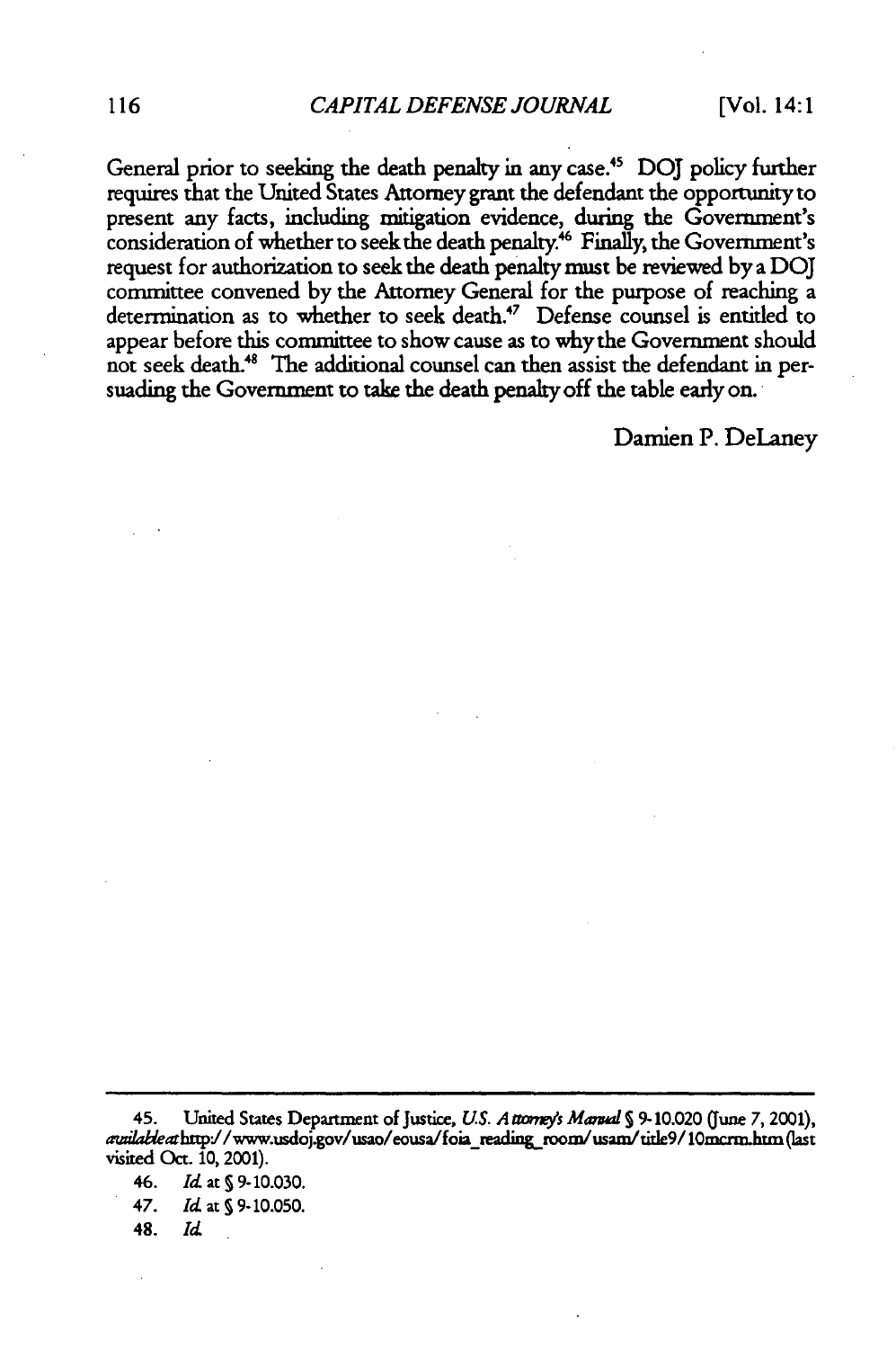General prior to seeking the death penalty in any case.[45] DOJ policy further requires that the United States Attorney grant the defendant the opportunity to present any facts, including mitigation evidence, during the Government's consideration of whether to seek the death penalty.[46] Finally, the Government's request for authorization to seek the death penalty must be reviewed by a DOJ committee convened by the Attorney General for the purpose of reaching a determination as to whether to seek death.[47] Defense counsel is entitled to appear before this committee to show cause as to why the Government should not seek death.[48] The additional counsel can then assist the defendant in persuading the Government to take the death penalty off the table early on.

Damien P. DeLaney

---

45. United States Department of Justice, *U.S. Attorney's Manual* § 9-10.020 (June 7, 2001), *available at* http://www.usdoj.gov/usao/eousa/foia_reading_room/usam/title9/10mcrm.htm (last visited Oct. 10, 2001).

46. *Id.* at § 9-10.030.

47. *Id.* at § 9-10.050.

48. *Id.*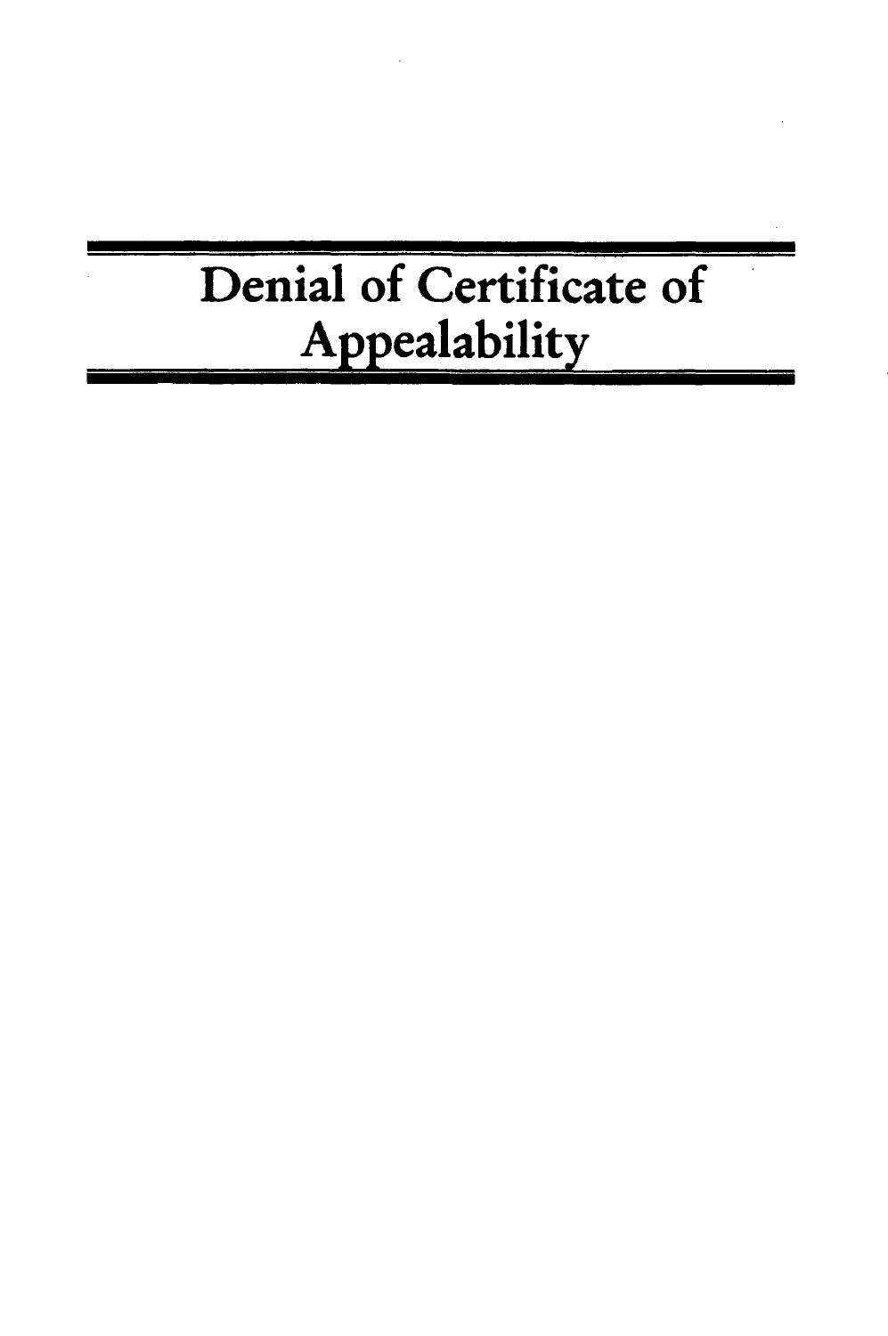# Denial of Certificate of Appealability